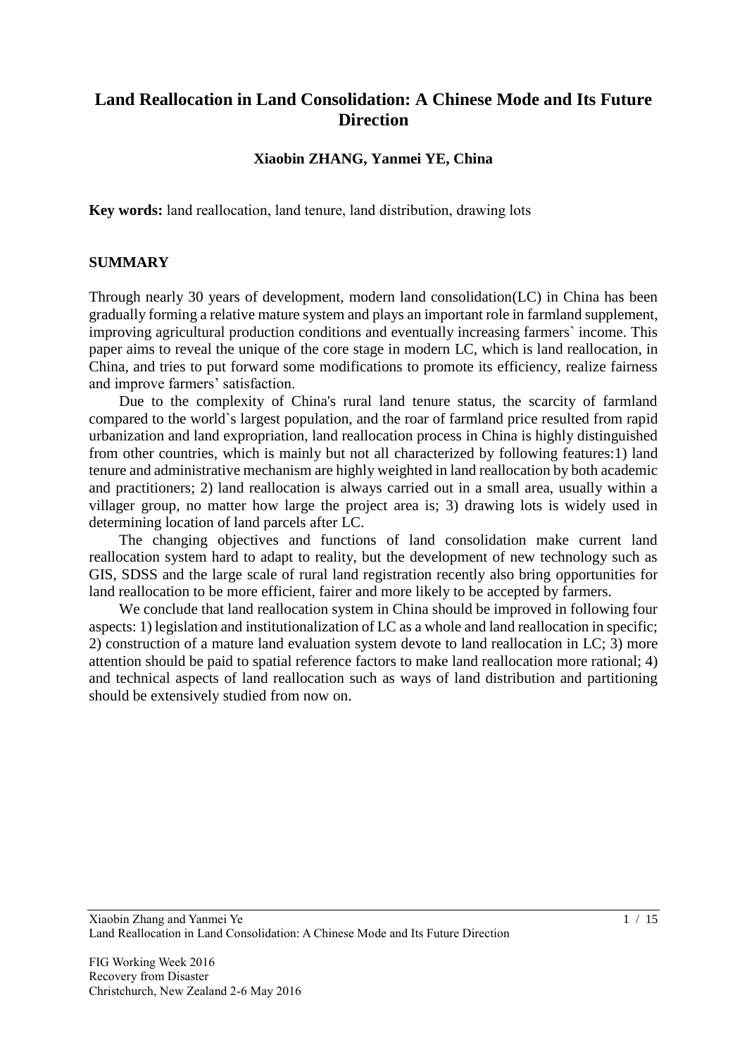# Land Reallocation in Land Consolidation: A Chinese Mode and Its Future Direction

**Xiaobin ZHANG, Yanmei YE, China**

**Key words:** land reallocation, land tenure, land distribution, drawing lots

## SUMMARY

Through nearly 30 years of development, modern land consolidation(LC) in China has been gradually forming a relative mature system and plays an important role in farmland supplement, improving agricultural production conditions and eventually increasing farmers` income. This paper aims to reveal the unique of the core stage in modern LC, which is land reallocation, in China, and tries to put forward some modifications to promote its efficiency, realize fairness and improve farmers' satisfaction.

Due to the complexity of China's rural land tenure status, the scarcity of farmland compared to the world`s largest population, and the roar of farmland price resulted from rapid urbanization and land expropriation, land reallocation process in China is highly distinguished from other countries, which is mainly but not all characterized by following features:1) land tenure and administrative mechanism are highly weighted in land reallocation by both academic and practitioners; 2) land reallocation is always carried out in a small area, usually within a villager group, no matter how large the project area is; 3) drawing lots is widely used in determining location of land parcels after LC.

The changing objectives and functions of land consolidation make current land reallocation system hard to adapt to reality, but the development of new technology such as GIS, SDSS and the large scale of rural land registration recently also bring opportunities for land reallocation to be more efficient, fairer and more likely to be accepted by farmers.

We conclude that land reallocation system in China should be improved in following four aspects: 1) legislation and institutionalization of LC as a whole and land reallocation in specific; 2) construction of a mature land evaluation system devote to land reallocation in LC; 3) more attention should be paid to spatial reference factors to make land reallocation more rational; 4) and technical aspects of land reallocation such as ways of land distribution and partitioning should be extensively studied from now on.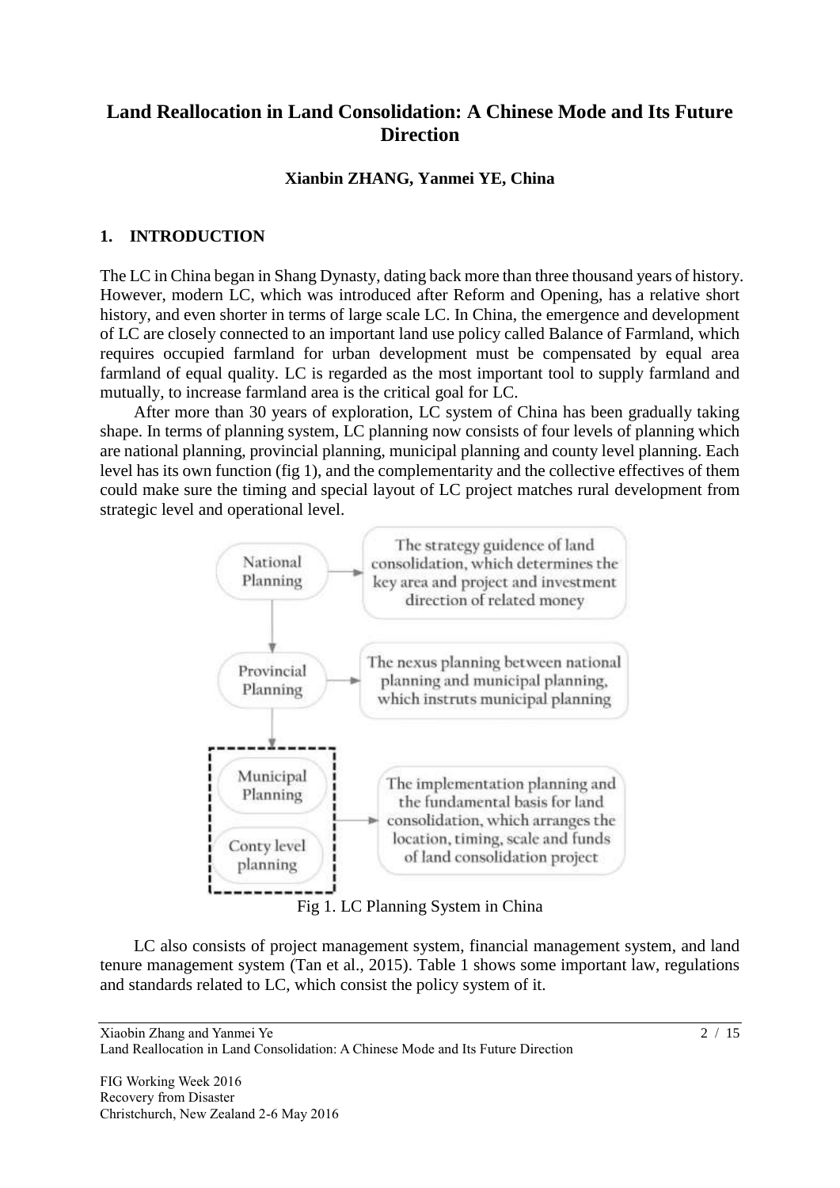# Land Reallocation in Land Consolidation: A Chinese Mode and Its Future Direction

**Xianbin ZHANG, Yanmei YE, China**

## 1. INTRODUCTION

The LC in China began in Shang Dynasty, dating back more than three thousand years of history. However, modern LC, which was introduced after Reform and Opening, has a relative short history, and even shorter in terms of large scale LC. In China, the emergence and development of LC are closely connected to an important land use policy called Balance of Farmland, which requires occupied farmland for urban development must be compensated by equal area farmland of equal quality. LC is regarded as the most important tool to supply farmland and mutually, to increase farmland area is the critical goal for LC.

After more than 30 years of exploration, LC system of China has been gradually taking shape. In terms of planning system, LC planning now consists of four levels of planning which are national planning, provincial planning, municipal planning and county level planning. Each level has its own function (fig 1), and the complementarity and the collective effectives of them could make sure the timing and special layout of LC project matches rural development from strategic level and operational level.

National Planning

The strategy guidence of land consolidation, which determines the key area and project and investment direction of related money

Provincial Planning

The nexus planning between national planning and municipal planning, which instruts municipal planning

Municipal Planning

Conty level planning

The implementation planning and the fundamental basis for land consolidation, which arranges the location, timing, scale and funds of land consolidation project

Fig 1. LC Planning System in China

LC also consists of project management system, financial management system, and land tenure management system (Tan et al., 2015). Table 1 shows some important law, regulations and standards related to LC, which consist the policy system of it.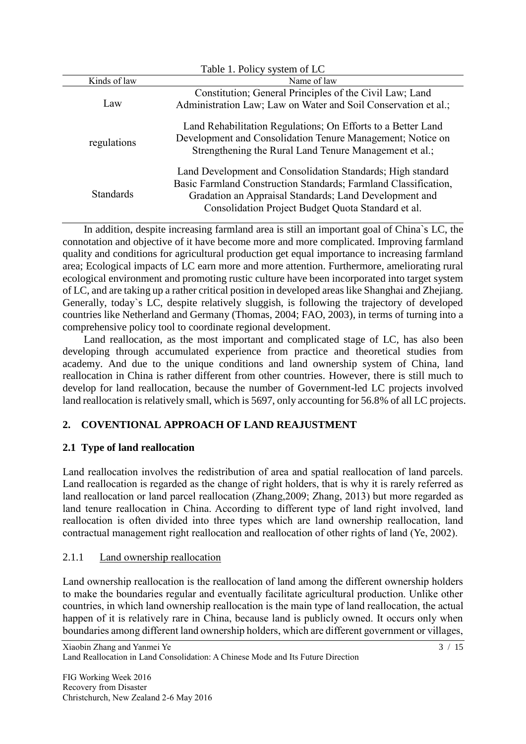Table 1. Policy system of LC

| Kinds of law | Name of law |
|---|---|
| Law | Constitution; General Principles of the Civil Law; Land Administration Law; Law on Water and Soil Conservation et al.; |
| regulations | Land Rehabilitation Regulations; On Efforts to a Better Land Development and Consolidation Tenure Management; Notice on Strengthening the Rural Land Tenure Management et al.; |
| Standards | Land Development and Consolidation Standards; High standard Basic Farmland Construction Standards; Farmland Classification, Gradation an Appraisal Standards; Land Development and Consolidation Project Budget Quota Standard et al. |

In addition, despite increasing farmland area is still an important goal of China`s LC, the connotation and objective of it have become more and more complicated. Improving farmland quality and conditions for agricultural production get equal importance to increasing farmland area; Ecological impacts of LC earn more and more attention. Furthermore, ameliorating rural ecological environment and promoting rustic culture have been incorporated into target system of LC, and are taking up a rather critical position in developed areas like Shanghai and Zhejiang. Generally, today`s LC, despite relatively sluggish, is following the trajectory of developed countries like Netherland and Germany (Thomas, 2004; FAO, 2003), in terms of turning into a comprehensive policy tool to coordinate regional development.

Land reallocation, as the most important and complicated stage of LC, has also been developing through accumulated experience from practice and theoretical studies from academy. And due to the unique conditions and land ownership system of China, land reallocation in China is rather different from other countries. However, there is still much to develop for land reallocation, because the number of Government-led LC projects involved land reallocation is relatively small, which is 5697, only accounting for 56.8% of all LC projects.

## 2. COVENTIONAL APPROACH OF LAND REAJUSTMENT

### 2.1 Type of land reallocation

Land reallocation involves the redistribution of area and spatial reallocation of land parcels. Land reallocation is regarded as the change of right holders, that is why it is rarely referred as land reallocation or land parcel reallocation (Zhang,2009; Zhang, 2013) but more regarded as land tenure reallocation in China. According to different type of land right involved, land reallocation is often divided into three types which are land ownership reallocation, land contractual management right reallocation and reallocation of other rights of land (Ye, 2002).

#### 2.1.1 Land ownership reallocation

Land ownership reallocation is the reallocation of land among the different ownership holders to make the boundaries regular and eventually facilitate agricultural production. Unlike other countries, in which land ownership reallocation is the main type of land reallocation, the actual happen of it is relatively rare in China, because land is publicly owned. It occurs only when boundaries among different land ownership holders, which are different government or villages,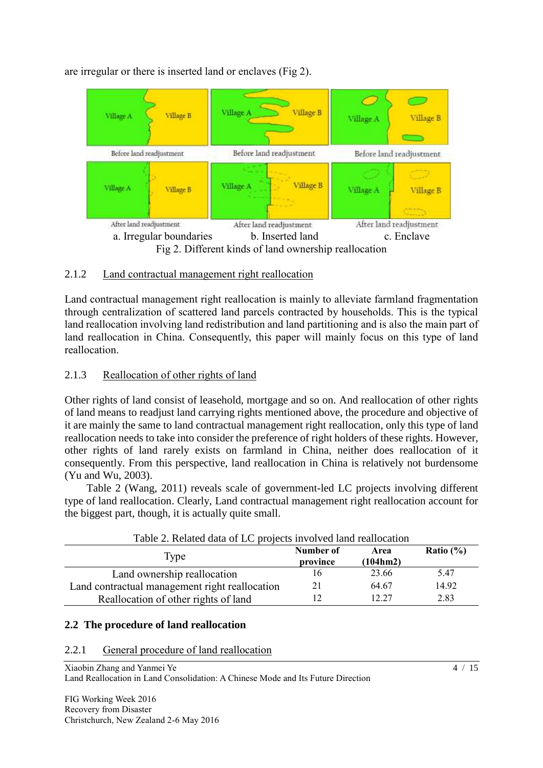are irregular or there is inserted land or enclaves (Fig 2).

Village A Village B
Before land readjustment
Village A Village B
Before land readjustment
Village A Village B
Before land readjustment
Village A Village B
After land readjustment
Village A Village B
After land readjustment
Village A Village B
After land readjustment

a. Irregular boundaries b. Inserted land c. Enclave

Fig 2. Different kinds of land ownership reallocation

### 2.1.2 Land contractual management right reallocation

Land contractual management right reallocation is mainly to alleviate farmland fragmentation through centralization of scattered land parcels contracted by households. This is the typical land reallocation involving land redistribution and land partitioning and is also the main part of land reallocation in China. Consequently, this paper will mainly focus on this type of land reallocation.

### 2.1.3 Reallocation of other rights of land

Other rights of land consist of leasehold, mortgage and so on. And reallocation of other rights of land means to readjust land carrying rights mentioned above, the procedure and objective of it are mainly the same to land contractual management right reallocation, only this type of land reallocation needs to take into consider the preference of right holders of these rights. However, other rights of land rarely exists on farmland in China, neither does reallocation of it consequently. From this perspective, land reallocation in China is relatively not burdensome (Yu and Wu, 2003).

Table 2 (Wang, 2011) reveals scale of government-led LC projects involving different type of land reallocation. Clearly, Land contractual management right reallocation account for the biggest part, though, it is actually quite small.

Table 2. Related data of LC projects involved land reallocation

| Type | Number of province | Area (104hm2) | Ratio (%) |
|---|---|---|---|
| Land ownership reallocation | 16 | 23.66 | 5.47 |
| Land contractual management right reallocation | 21 | 64.67 | 14.92 |
| Reallocation of other rights of land | 12 | 12.27 | 2.83 |

## 2.2 The procedure of land reallocation

### 2.2.1 General procedure of land reallocation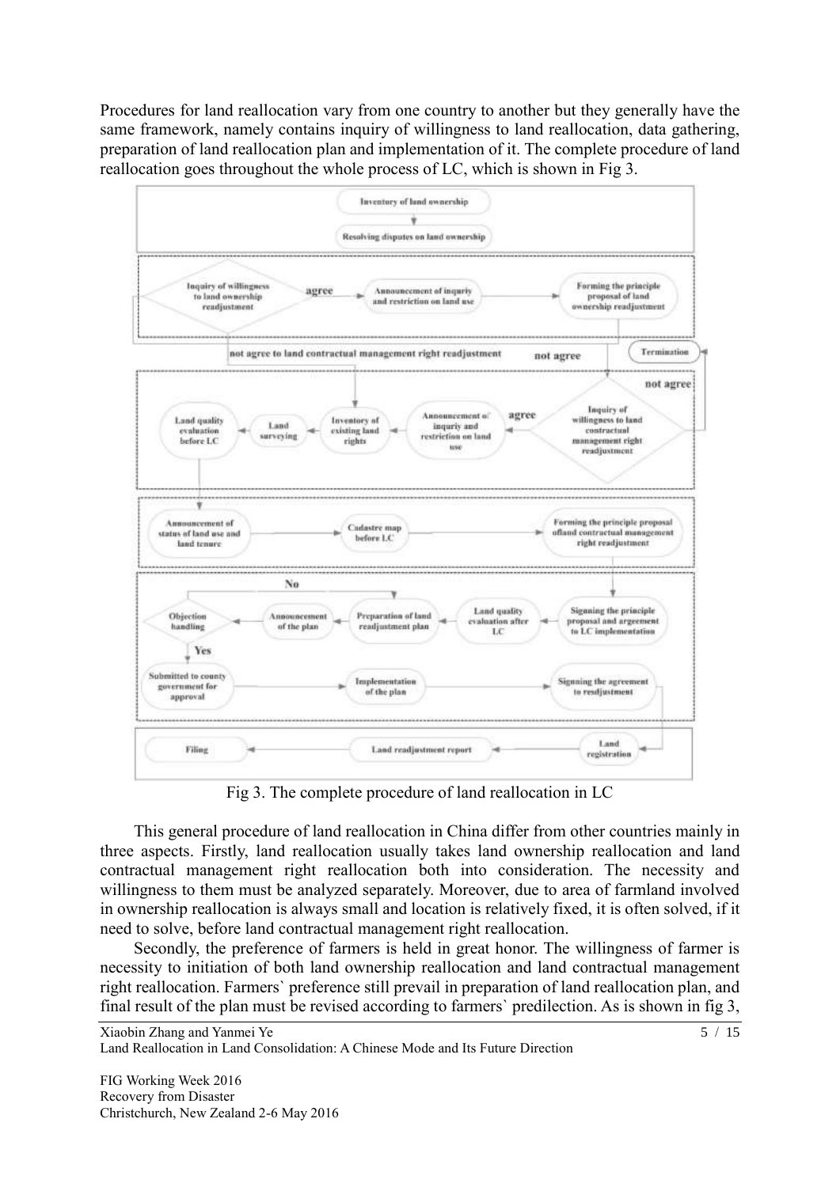Procedures for land reallocation vary from one country to another but they generally have the same framework, namely contains inquiry of willingness to land reallocation, data gathering, preparation of land reallocation plan and implementation of it. The complete procedure of land reallocation goes throughout the whole process of LC, which is shown in Fig 3.

Inventory of land ownership

Resolving disputes on land ownership

Inquiry of willingness to land ownership readjustment

agree

Announcement of inquriy and restriction on land use

Forming the principle proposal of land ownership readjustment

not agree to land contractual management right readjustment

not agree

Termination

not agree

Land quality evaluation before LC

Land surveying

Inventory of existing land rights

Announcement of inquriy and restriction on land use

agree

Inquiry of willingness to land contractual management right readjustment

Announcement of status of land use and land tenure

Cadastre map before LC

Forming the principle proposal ofland contractual management right readjustment

No

Objection handling

Announcement of the plan

Preparation of land readjustment plan

Land quality evaluation after LC

Signning the principle proposal and argeement to LC implementation

Yes

Submitted to county government for approval

Implementation of the plan

Signning the agreement to readjustment

Filing

Land readjustment report

Land registration

Fig 3. The complete procedure of land reallocation in LC

This general procedure of land reallocation in China differ from other countries mainly in three aspects. Firstly, land reallocation usually takes land ownership reallocation and land contractual management right reallocation both into consideration. The necessity and willingness to them must be analyzed separately. Moreover, due to area of farmland involved in ownership reallocation is always small and location is relatively fixed, it is often solved, if it need to solve, before land contractual management right reallocation.

Secondly, the preference of farmers is held in great honor. The willingness of farmer is necessity to initiation of both land ownership reallocation and land contractual management right reallocation. Farmers` preference still prevail in preparation of land reallocation plan, and final result of the plan must be revised according to farmers` predilection. As is shown in fig 3,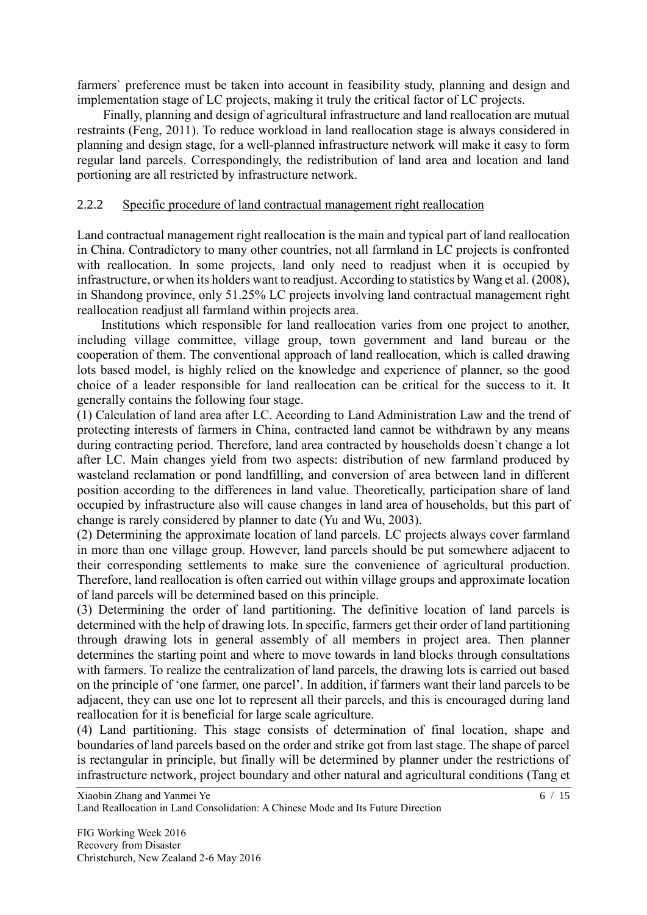farmers` preference must be taken into account in feasibility study, planning and design and implementation stage of LC projects, making it truly the critical factor of LC projects.

Finally, planning and design of agricultural infrastructure and land reallocation are mutual restraints (Feng, 2011). To reduce workload in land reallocation stage is always considered in planning and design stage, for a well-planned infrastructure network will make it easy to form regular land parcels. Correspondingly, the redistribution of land area and location and land portioning are all restricted by infrastructure network.

### 2.2.2 Specific procedure of land contractual management right reallocation

Land contractual management right reallocation is the main and typical part of land reallocation in China. Contradictory to many other countries, not all farmland in LC projects is confronted with reallocation. In some projects, land only need to readjust when it is occupied by infrastructure, or when its holders want to readjust. According to statistics by Wang et al. (2008), in Shandong province, only 51.25% LC projects involving land contractual management right reallocation readjust all farmland within projects area.

Institutions which responsible for land reallocation varies from one project to another, including village committee, village group, town government and land bureau or the cooperation of them. The conventional approach of land reallocation, which is called drawing lots based model, is highly relied on the knowledge and experience of planner, so the good choice of a leader responsible for land reallocation can be critical for the success to it. It generally contains the following four stage.

(1) Calculation of land area after LC. According to Land Administration Law and the trend of protecting interests of farmers in China, contracted land cannot be withdrawn by any means during contracting period. Therefore, land area contracted by households doesn`t change a lot after LC. Main changes yield from two aspects: distribution of new farmland produced by wasteland reclamation or pond landfilling, and conversion of area between land in different position according to the differences in land value. Theoretically, participation share of land occupied by infrastructure also will cause changes in land area of households, but this part of change is rarely considered by planner to date (Yu and Wu, 2003).

(2) Determining the approximate location of land parcels. LC projects always cover farmland in more than one village group. However, land parcels should be put somewhere adjacent to their corresponding settlements to make sure the convenience of agricultural production. Therefore, land reallocation is often carried out within village groups and approximate location of land parcels will be determined based on this principle.

(3) Determining the order of land partitioning. The definitive location of land parcels is determined with the help of drawing lots. In specific, farmers get their order of land partitioning through drawing lots in general assembly of all members in project area. Then planner determines the starting point and where to move towards in land blocks through consultations with farmers. To realize the centralization of land parcels, the drawing lots is carried out based on the principle of 'one farmer, one parcel'. In addition, if farmers want their land parcels to be adjacent, they can use one lot to represent all their parcels, and this is encouraged during land reallocation for it is beneficial for large scale agriculture.

(4) Land partitioning. This stage consists of determination of final location, shape and boundaries of land parcels based on the order and strike got from last stage. The shape of parcel is rectangular in principle, but finally will be determined by planner under the restrictions of infrastructure network, project boundary and other natural and agricultural conditions (Tang et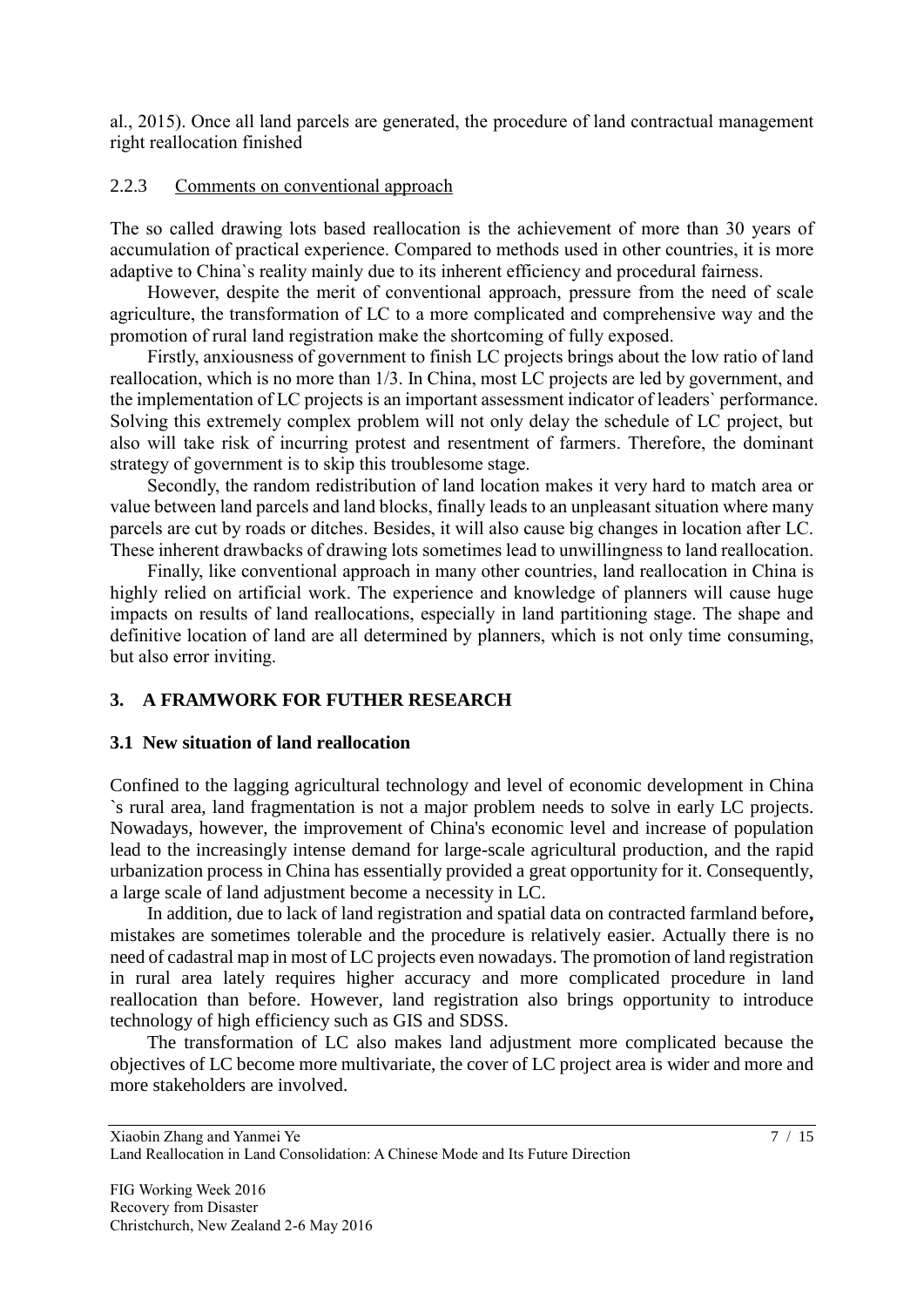al., 2015). Once all land parcels are generated, the procedure of land contractual management right reallocation finished

### 2.2.3 Comments on conventional approach

The so called drawing lots based reallocation is the achievement of more than 30 years of accumulation of practical experience. Compared to methods used in other countries, it is more adaptive to China`s reality mainly due to its inherent efficiency and procedural fairness.

However, despite the merit of conventional approach, pressure from the need of scale agriculture, the transformation of LC to a more complicated and comprehensive way and the promotion of rural land registration make the shortcoming of fully exposed.

Firstly, anxiousness of government to finish LC projects brings about the low ratio of land reallocation, which is no more than 1/3. In China, most LC projects are led by government, and the implementation of LC projects is an important assessment indicator of leaders` performance. Solving this extremely complex problem will not only delay the schedule of LC project, but also will take risk of incurring protest and resentment of farmers. Therefore, the dominant strategy of government is to skip this troublesome stage.

Secondly, the random redistribution of land location makes it very hard to match area or value between land parcels and land blocks, finally leads to an unpleasant situation where many parcels are cut by roads or ditches. Besides, it will also cause big changes in location after LC. These inherent drawbacks of drawing lots sometimes lead to unwillingness to land reallocation.

Finally, like conventional approach in many other countries, land reallocation in China is highly relied on artificial work. The experience and knowledge of planners will cause huge impacts on results of land reallocations, especially in land partitioning stage. The shape and definitive location of land are all determined by planners, which is not only time consuming, but also error inviting.

## 3. A FRAMWORK FOR FUTHER RESEARCH

### 3.1 New situation of land reallocation

Confined to the lagging agricultural technology and level of economic development in China `s rural area, land fragmentation is not a major problem needs to solve in early LC projects. Nowadays, however, the improvement of China's economic level and increase of population lead to the increasingly intense demand for large-scale agricultural production, and the rapid urbanization process in China has essentially provided a great opportunity for it. Consequently, a large scale of land adjustment become a necessity in LC.

In addition, due to lack of land registration and spatial data on contracted farmland before**,** mistakes are sometimes tolerable and the procedure is relatively easier. Actually there is no need of cadastral map in most of LC projects even nowadays. The promotion of land registration in rural area lately requires higher accuracy and more complicated procedure in land reallocation than before. However, land registration also brings opportunity to introduce technology of high efficiency such as GIS and SDSS.

The transformation of LC also makes land adjustment more complicated because the objectives of LC become more multivariate, the cover of LC project area is wider and more and more stakeholders are involved.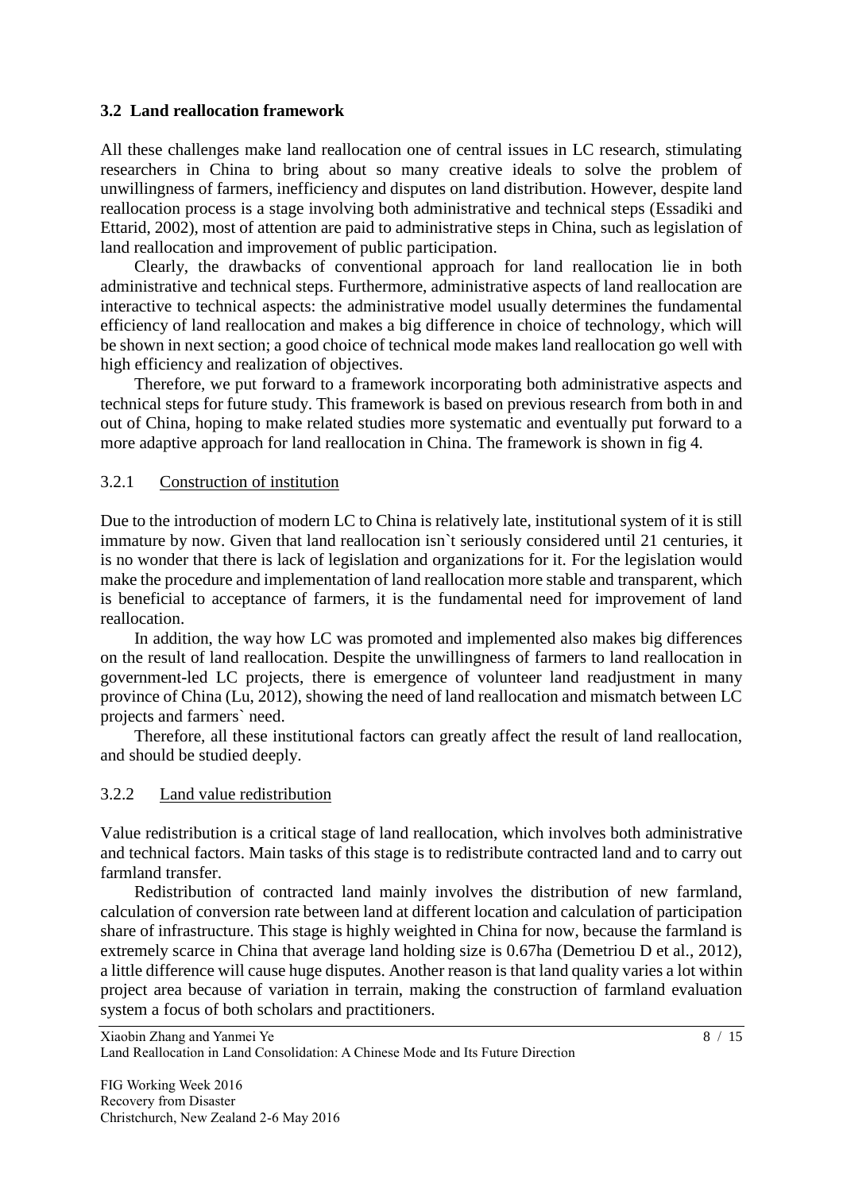### 3.2 Land reallocation framework

All these challenges make land reallocation one of central issues in LC research, stimulating researchers in China to bring about so many creative ideals to solve the problem of unwillingness of farmers, inefficiency and disputes on land distribution. However, despite land reallocation process is a stage involving both administrative and technical steps (Essadiki and Ettarid, 2002), most of attention are paid to administrative steps in China, such as legislation of land reallocation and improvement of public participation.

Clearly, the drawbacks of conventional approach for land reallocation lie in both administrative and technical steps. Furthermore, administrative aspects of land reallocation are interactive to technical aspects: the administrative model usually determines the fundamental efficiency of land reallocation and makes a big difference in choice of technology, which will be shown in next section; a good choice of technical mode makes land reallocation go well with high efficiency and realization of objectives.

Therefore, we put forward to a framework incorporating both administrative aspects and technical steps for future study. This framework is based on previous research from both in and out of China, hoping to make related studies more systematic and eventually put forward to a more adaptive approach for land reallocation in China. The framework is shown in fig 4.

#### 3.2.1 Construction of institution

Due to the introduction of modern LC to China is relatively late, institutional system of it is still immature by now. Given that land reallocation isn`t seriously considered until 21 centuries, it is no wonder that there is lack of legislation and organizations for it. For the legislation would make the procedure and implementation of land reallocation more stable and transparent, which is beneficial to acceptance of farmers, it is the fundamental need for improvement of land reallocation.

In addition, the way how LC was promoted and implemented also makes big differences on the result of land reallocation. Despite the unwillingness of farmers to land reallocation in government-led LC projects, there is emergence of volunteer land readjustment in many province of China (Lu, 2012), showing the need of land reallocation and mismatch between LC projects and farmers` need.

Therefore, all these institutional factors can greatly affect the result of land reallocation, and should be studied deeply.

#### 3.2.2 Land value redistribution

Value redistribution is a critical stage of land reallocation, which involves both administrative and technical factors. Main tasks of this stage is to redistribute contracted land and to carry out farmland transfer.

Redistribution of contracted land mainly involves the distribution of new farmland, calculation of conversion rate between land at different location and calculation of participation share of infrastructure. This stage is highly weighted in China for now, because the farmland is extremely scarce in China that average land holding size is 0.67ha (Demetriou D et al., 2012), a little difference will cause huge disputes. Another reason is that land quality varies a lot within project area because of variation in terrain, making the construction of farmland evaluation system a focus of both scholars and practitioners.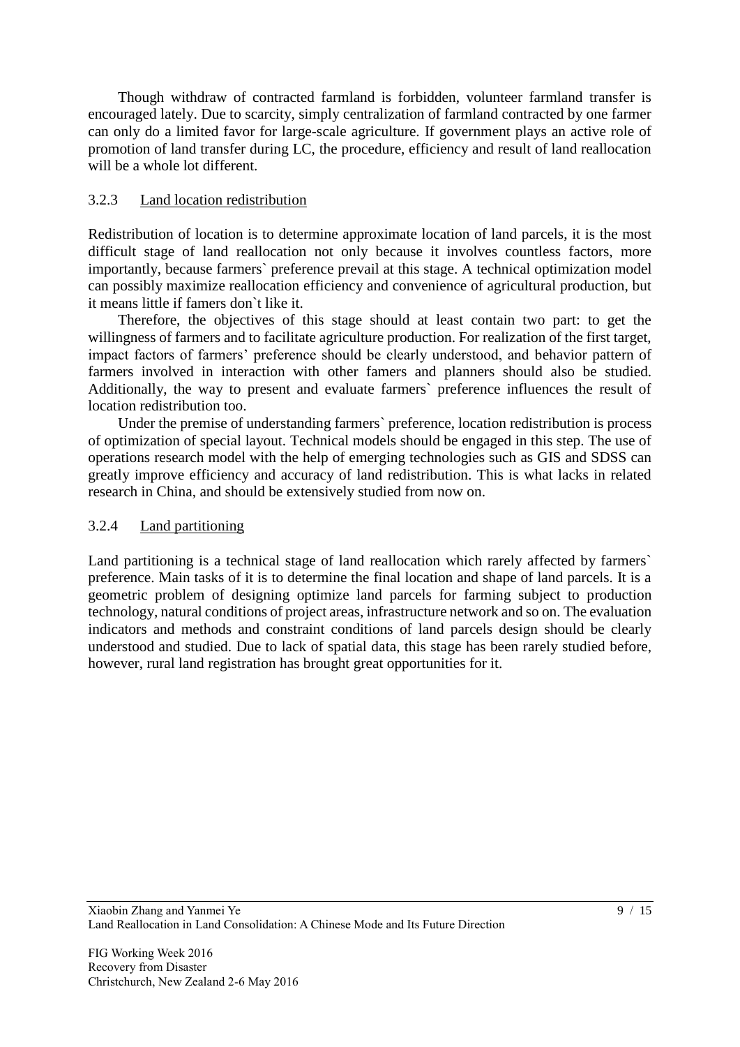Though withdraw of contracted farmland is forbidden, volunteer farmland transfer is encouraged lately. Due to scarcity, simply centralization of farmland contracted by one farmer can only do a limited favor for large-scale agriculture. If government plays an active role of promotion of land transfer during LC, the procedure, efficiency and result of land reallocation will be a whole lot different.

### 3.2.3 Land location redistribution

Redistribution of location is to determine approximate location of land parcels, it is the most difficult stage of land reallocation not only because it involves countless factors, more importantly, because farmers` preference prevail at this stage. A technical optimization model can possibly maximize reallocation efficiency and convenience of agricultural production, but it means little if famers don`t like it.

Therefore, the objectives of this stage should at least contain two part: to get the willingness of farmers and to facilitate agriculture production. For realization of the first target, impact factors of farmers' preference should be clearly understood, and behavior pattern of farmers involved in interaction with other famers and planners should also be studied. Additionally, the way to present and evaluate farmers` preference influences the result of location redistribution too.

Under the premise of understanding farmers` preference, location redistribution is process of optimization of special layout. Technical models should be engaged in this step. The use of operations research model with the help of emerging technologies such as GIS and SDSS can greatly improve efficiency and accuracy of land redistribution. This is what lacks in related research in China, and should be extensively studied from now on.

### 3.2.4 Land partitioning

Land partitioning is a technical stage of land reallocation which rarely affected by farmers` preference. Main tasks of it is to determine the final location and shape of land parcels. It is a geometric problem of designing optimize land parcels for farming subject to production technology, natural conditions of project areas, infrastructure network and so on. The evaluation indicators and methods and constraint conditions of land parcels design should be clearly understood and studied. Due to lack of spatial data, this stage has been rarely studied before, however, rural land registration has brought great opportunities for it.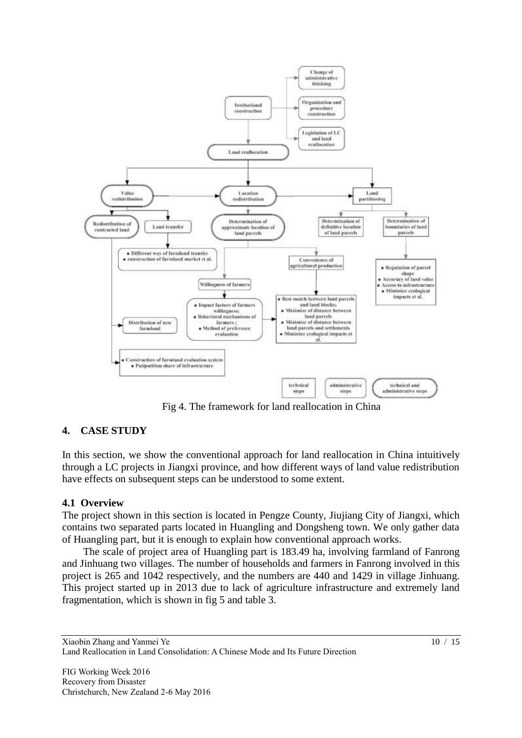Change of administrative thinking

Organization and procedure construction

Institutional construction

Legislation of LC and land reallocation

Land reallocation

Value redistribution

Location redistribution

Land partitioning

Redistribution of contracted land

Land transfer

Determination of approximate location of land parcels

Determination of definitive location of land parcels

Determination of boundaries of land parcels

• Different way of farmland transfer
• construction of farmland market et al.

Convenience of agricultural production

• Regulation of parcel shape
• Accuracy of land value
• Access to infrastructure
• Minimize ecological impacts et al.

Willingness of farmers

• Impact factors of farmers willingness;
• Behavioral mechanisms of farmers ;
• Method of preference evaluation

• Best match between land parcels and land blocks;
• Minimize of distance between land parcels
• Minimize of distance between land parcels and settlements
• Minimize ecological impacts et al.

Distribution of new farmland

• Construction of farmland evaluation system
• Patipatition share of infrastructure

technical steps

administrative steps

technical and administrative steps

Fig 4. The framework for land reallocation in China

## 4. CASE STUDY

In this section, we show the conventional approach for land reallocation in China intuitively through a LC projects in Jiangxi province, and how different ways of land value redistribution have effects on subsequent steps can be understood to some extent.

### 4.1 Overview

The project shown in this section is located in Pengze County, Jiujiang City of Jiangxi, which contains two separated parts located in Huangling and Dongsheng town. We only gather data of Huangling part, but it is enough to explain how conventional approach works.

The scale of project area of Huangling part is 183.49 ha, involving farmland of Fanrong and Jinhuang two villages. The number of households and farmers in Fanrong involved in this project is 265 and 1042 respectively, and the numbers are 440 and 1429 in village Jinhuang. This project started up in 2013 due to lack of agriculture infrastructure and extremely land fragmentation, which is shown in fig 5 and table 3.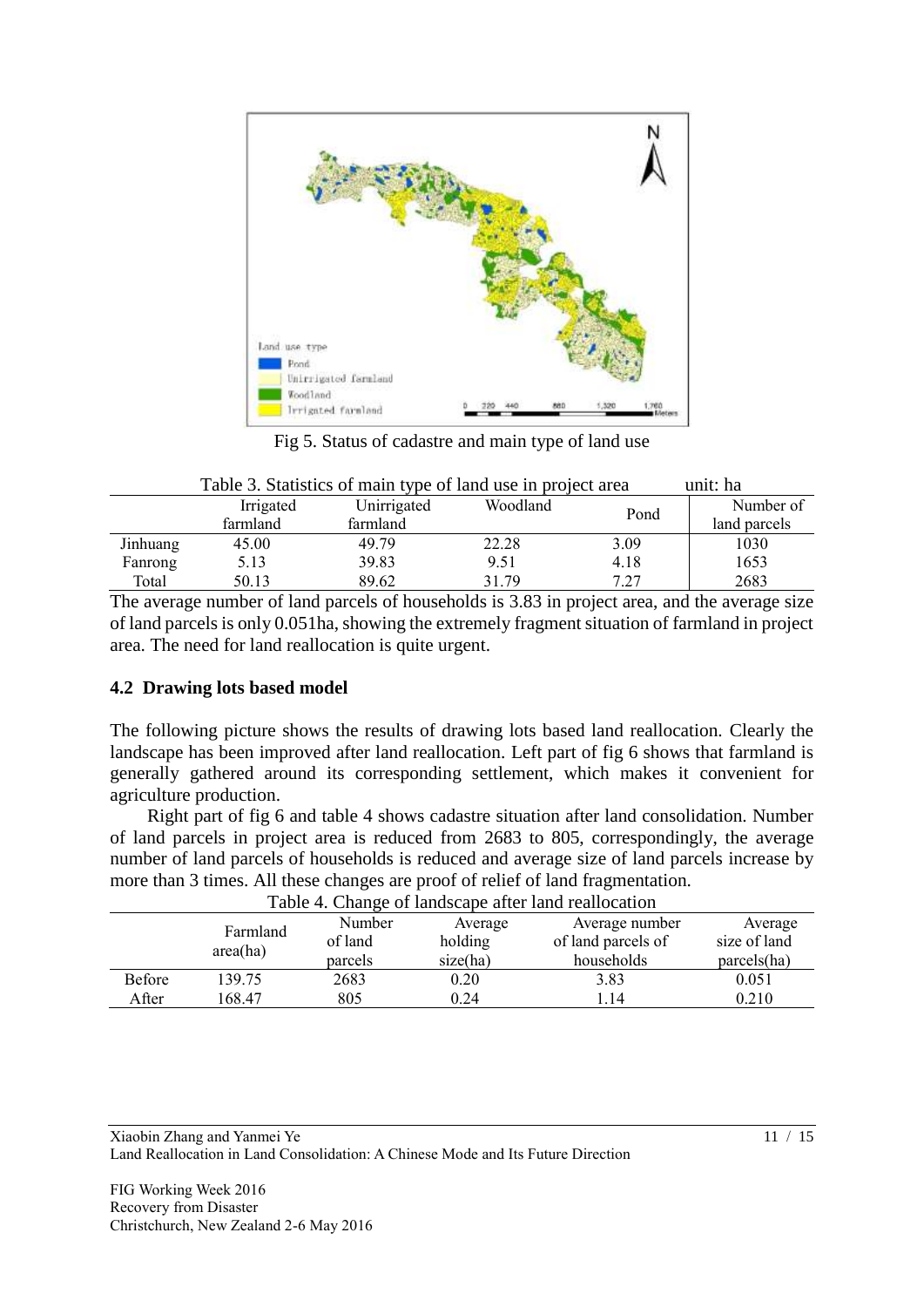Land use type

Pond

Unirrigated farmland

Woodland

Irrigated farmland

N

0 220 440 880 1,320 1,760 Meters

Fig 5. Status of cadastre and main type of land use

Table 3. Statistics of main type of land use in project area unit: ha

| | Irrigated farmland | Unirrigated farmland | Woodland | Pond | Number of land parcels |
|---|---|---|---|---|---|
| Jinhuang | 45.00 | 49.79 | 22.28 | 3.09 | 1030 |
| Fanrong | 5.13 | 39.83 | 9.51 | 4.18 | 1653 |
| Total | 50.13 | 89.62 | 31.79 | 7.27 | 2683 |

The average number of land parcels of households is 3.83 in project area, and the average size of land parcels is only 0.051ha, showing the extremely fragment situation of farmland in project area. The need for land reallocation is quite urgent.

### 4.2 Drawing lots based model

The following picture shows the results of drawing lots based land reallocation. Clearly the landscape has been improved after land reallocation. Left part of fig 6 shows that farmland is generally gathered around its corresponding settlement, which makes it convenient for agriculture production.

Right part of fig 6 and table 4 shows cadastre situation after land consolidation. Number of land parcels in project area is reduced from 2683 to 805, correspondingly, the average number of land parcels of households is reduced and average size of land parcels increase by more than 3 times. All these changes are proof of relief of land fragmentation.

Table 4. Change of landscape after land reallocation

| | Farmland area(ha) | Number of land parcels | Average holding size(ha) | Average number of land parcels of households | Average size of land parcels(ha) |
|---|---|---|---|---|---|
| Before | 139.75 | 2683 | 0.20 | 3.83 | 0.051 |
| After | 168.47 | 805 | 0.24 | 1.14 | 0.210 |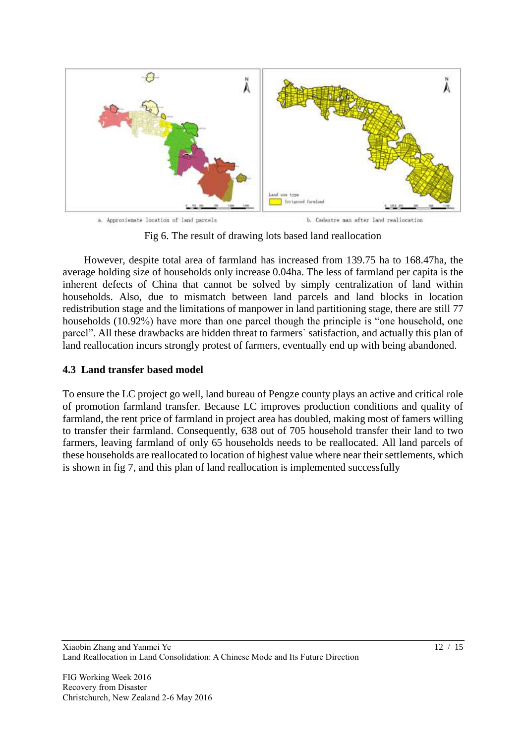a. Approximate location of land parcels

b. Cadastre map after land reallocation

Fig 6. The result of drawing lots based land reallocation

However, despite total area of farmland has increased from 139.75 ha to 168.47ha, the average holding size of households only increase 0.04ha. The less of farmland per capita is the inherent defects of China that cannot be solved by simply centralization of land within households. Also, due to mismatch between land parcels and land blocks in location redistribution stage and the limitations of manpower in land partitioning stage, there are still 77 households (10.92%) have more than one parcel though the principle is "one household, one parcel". All these drawbacks are hidden threat to farmers` satisfaction, and actually this plan of land reallocation incurs strongly protest of farmers, eventually end up with being abandoned.

### 4.3 Land transfer based model

To ensure the LC project go well, land bureau of Pengze county plays an active and critical role of promotion farmland transfer. Because LC improves production conditions and quality of farmland, the rent price of farmland in project area has doubled, making most of famers willing to transfer their farmland. Consequently, 638 out of 705 household transfer their land to two farmers, leaving farmland of only 65 households needs to be reallocated. All land parcels of these households are reallocated to location of highest value where near their settlements, which is shown in fig 7, and this plan of land reallocation is implemented successfully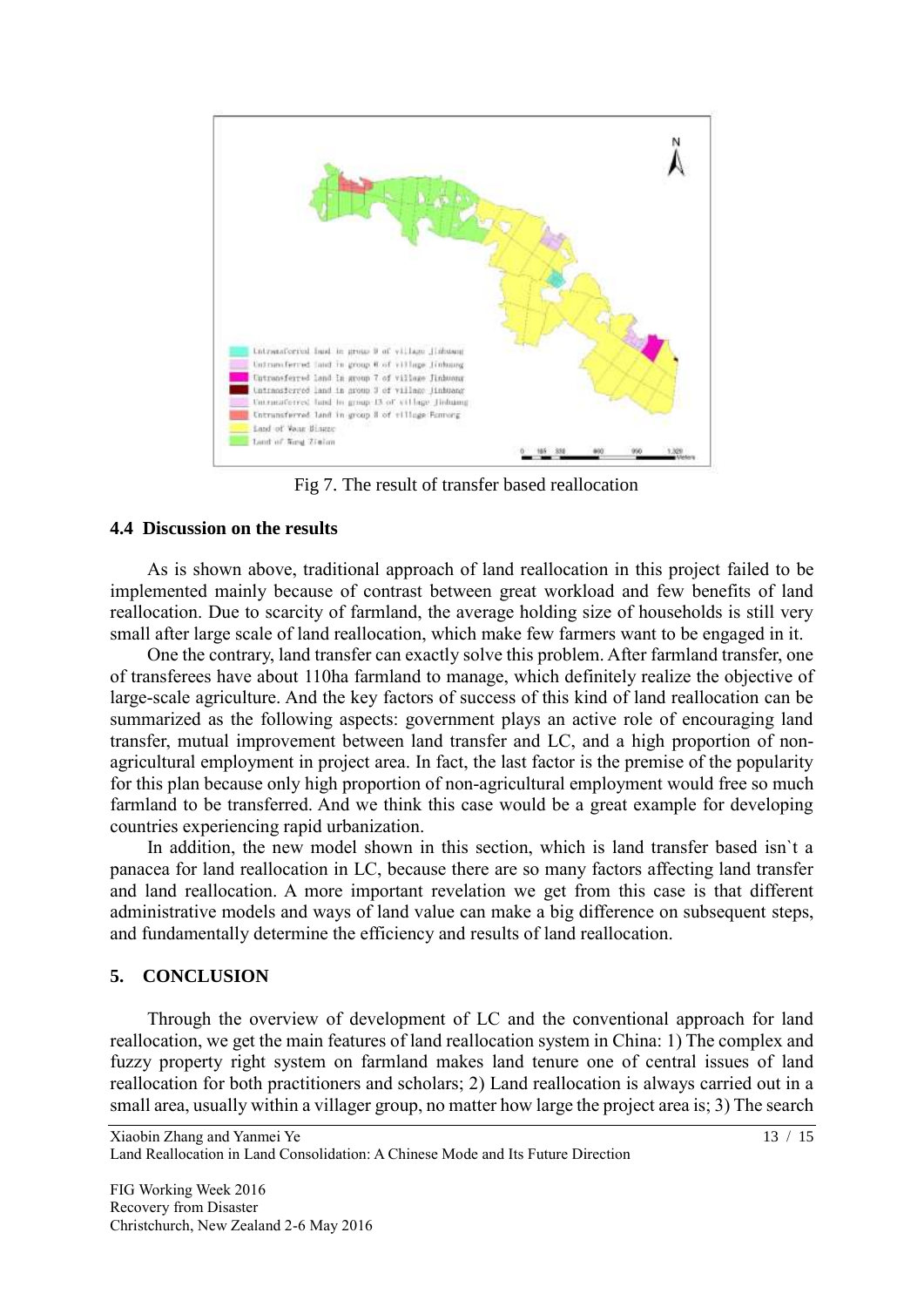Untransferred land in group 9 of village Jinhuang
Untransferred land in group 6 of village Jinhuang
Untransferred land in group 7 of village Jinhuang
Untransferred land in group 3 of village Jinhuang
Untransferred land in group 13 of village Jinhuang
Untransferred land in group 8 of village Fanrong
Land of Wang Bianze
Land of Nong Zinlun

N

0 165 330 660 990 1,320 Meters

Fig 7. The result of transfer based reallocation

### 4.4 Discussion on the results

As is shown above, traditional approach of land reallocation in this project failed to be implemented mainly because of contrast between great workload and few benefits of land reallocation. Due to scarcity of farmland, the average holding size of households is still very small after large scale of land reallocation, which make few farmers want to be engaged in it.

One the contrary, land transfer can exactly solve this problem. After farmland transfer, one of transferees have about 110ha farmland to manage, which definitely realize the objective of large-scale agriculture. And the key factors of success of this kind of land reallocation can be summarized as the following aspects: government plays an active role of encouraging land transfer, mutual improvement between land transfer and LC, and a high proportion of non-agricultural employment in project area. In fact, the last factor is the premise of the popularity for this plan because only high proportion of non-agricultural employment would free so much farmland to be transferred. And we think this case would be a great example for developing countries experiencing rapid urbanization.

In addition, the new model shown in this section, which is land transfer based isn`t a panacea for land reallocation in LC, because there are so many factors affecting land transfer and land reallocation. A more important revelation we get from this case is that different administrative models and ways of land value can make a big difference on subsequent steps, and fundamentally determine the efficiency and results of land reallocation.

## 5. CONCLUSION

Through the overview of development of LC and the conventional approach for land reallocation, we get the main features of land reallocation system in China: 1) The complex and fuzzy property right system on farmland makes land tenure one of central issues of land reallocation for both practitioners and scholars; 2) Land reallocation is always carried out in a small area, usually within a villager group, no matter how large the project area is; 3) The search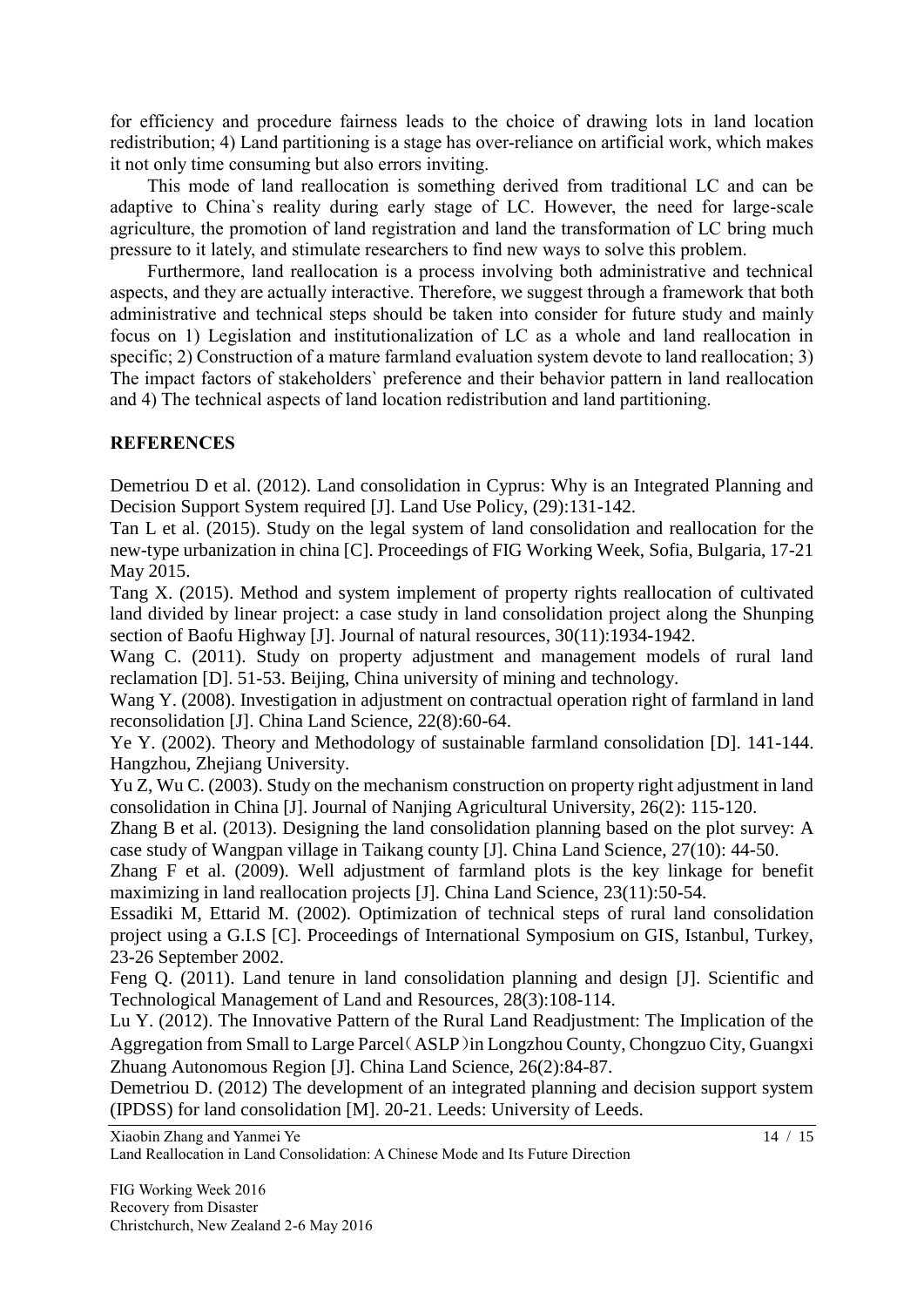for efficiency and procedure fairness leads to the choice of drawing lots in land location redistribution; 4) Land partitioning is a stage has over-reliance on artificial work, which makes it not only time consuming but also errors inviting.

This mode of land reallocation is something derived from traditional LC and can be adaptive to China`s reality during early stage of LC. However, the need for large-scale agriculture, the promotion of land registration and land the transformation of LC bring much pressure to it lately, and stimulate researchers to find new ways to solve this problem.

Furthermore, land reallocation is a process involving both administrative and technical aspects, and they are actually interactive. Therefore, we suggest through a framework that both administrative and technical steps should be taken into consider for future study and mainly focus on 1) Legislation and institutionalization of LC as a whole and land reallocation in specific; 2) Construction of a mature farmland evaluation system devote to land reallocation; 3) The impact factors of stakeholders` preference and their behavior pattern in land reallocation and 4) The technical aspects of land location redistribution and land partitioning.

## REFERENCES

Demetriou D et al. (2012). Land consolidation in Cyprus: Why is an Integrated Planning and Decision Support System required [J]. Land Use Policy, (29):131-142.

Tan L et al. (2015). Study on the legal system of land consolidation and reallocation for the new-type urbanization in china [C]. Proceedings of FIG Working Week, Sofia, Bulgaria, 17-21 May 2015.

Tang X. (2015). Method and system implement of property rights reallocation of cultivated land divided by linear project: a case study in land consolidation project along the Shunping section of Baofu Highway [J]. Journal of natural resources, 30(11):1934-1942.

Wang C. (2011). Study on property adjustment and management models of rural land reclamation [D]. 51-53. Beijing, China university of mining and technology.

Wang Y. (2008). Investigation in adjustment on contractual operation right of farmland in land reconsolidation [J]. China Land Science, 22(8):60-64.

Ye Y. (2002). Theory and Methodology of sustainable farmland consolidation [D]. 141-144. Hangzhou, Zhejiang University.

Yu Z, Wu C. (2003). Study on the mechanism construction on property right adjustment in land consolidation in China [J]. Journal of Nanjing Agricultural University, 26(2): 115-120.

Zhang B et al. (2013). Designing the land consolidation planning based on the plot survey: A case study of Wangpan village in Taikang county [J]. China Land Science, 27(10): 44-50.

Zhang F et al. (2009). Well adjustment of farmland plots is the key linkage for benefit maximizing in land reallocation projects [J]. China Land Science, 23(11):50-54.

Essadiki M, Ettarid M. (2002). Optimization of technical steps of rural land consolidation project using a G.I.S [C]. Proceedings of International Symposium on GIS, Istanbul, Turkey, 23-26 September 2002.

Feng Q. (2011). Land tenure in land consolidation planning and design [J]. Scientific and Technological Management of Land and Resources, 28(3):108-114.

Lu Y. (2012). The Innovative Pattern of the Rural Land Readjustment: The Implication of the Aggregation from Small to Large Parcel（ASLP）in Longzhou County, Chongzuo City, Guangxi Zhuang Autonomous Region [J]. China Land Science, 26(2):84-87.

Demetriou D. (2012) The development of an integrated planning and decision support system (IPDSS) for land consolidation [M]. 20-21. Leeds: University of Leeds.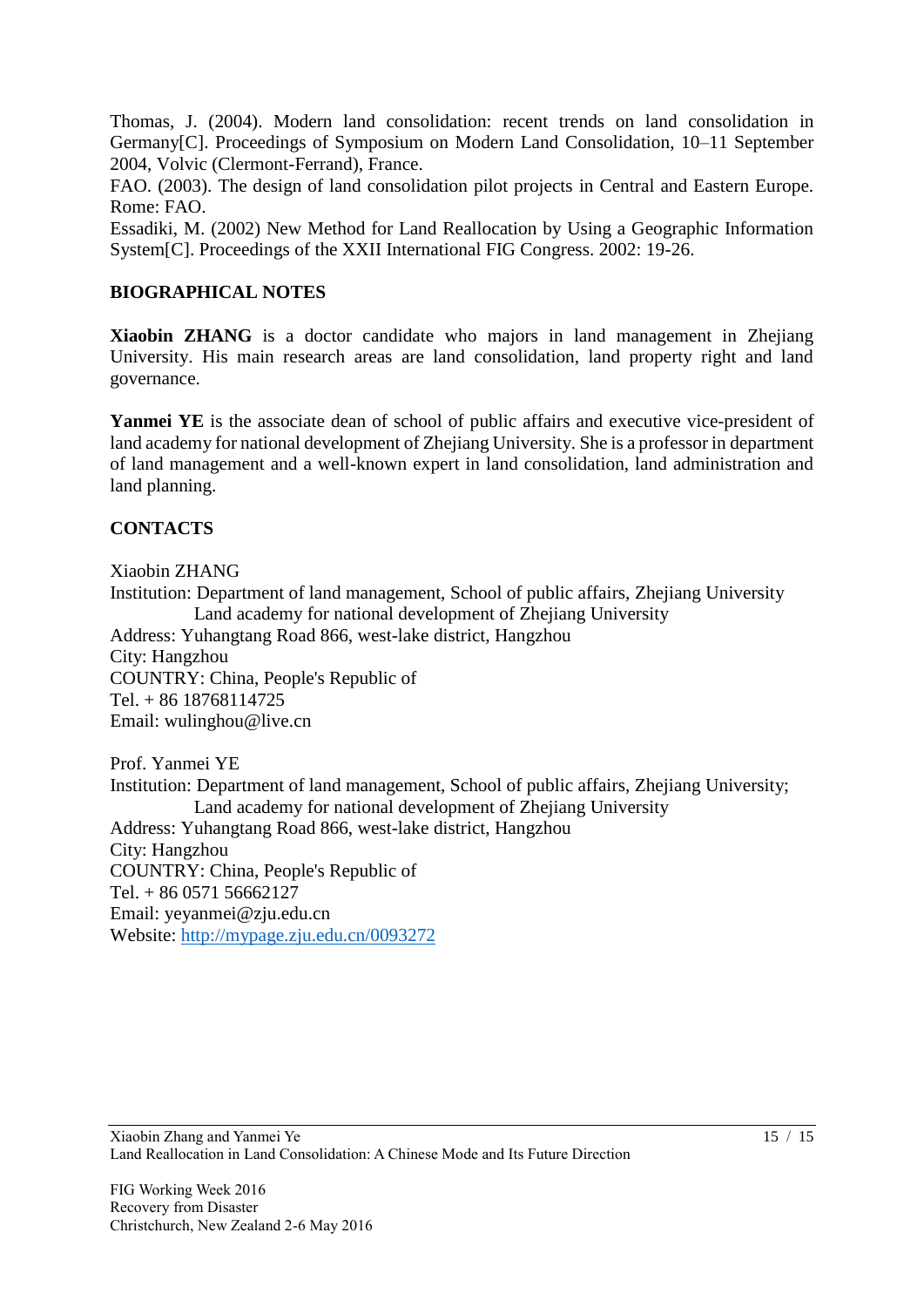Thomas, J. (2004). Modern land consolidation: recent trends on land consolidation in Germany[C]. Proceedings of Symposium on Modern Land Consolidation, 10–11 September 2004, Volvic (Clermont-Ferrand), France.

FAO. (2003). The design of land consolidation pilot projects in Central and Eastern Europe. Rome: FAO.

Essadiki, M. (2002) New Method for Land Reallocation by Using a Geographic Information System[C]. Proceedings of the XXII International FIG Congress. 2002: 19-26.

## BIOGRAPHICAL NOTES

**Xiaobin ZHANG** is a doctor candidate who majors in land management in Zhejiang University. His main research areas are land consolidation, land property right and land governance.

**Yanmei YE** is the associate dean of school of public affairs and executive vice-president of land academy for national development of Zhejiang University. She is a professor in department of land management and a well-known expert in land consolidation, land administration and land planning.

## CONTACTS

Xiaobin ZHANG
Institution: Department of land management, School of public affairs, Zhejiang University
Land academy for national development of Zhejiang University
Address: Yuhangtang Road 866, west-lake district, Hangzhou
City: Hangzhou
COUNTRY: China, People's Republic of
Tel. + 86 18768114725
Email: wulinghou@live.cn

Prof. Yanmei YE
Institution: Department of land management, School of public affairs, Zhejiang University;
Land academy for national development of Zhejiang University
Address: Yuhangtang Road 866, west-lake district, Hangzhou
City: Hangzhou
COUNTRY: China, People's Republic of
Tel. + 86 0571 56662127
Email: yeyanmei@zju.edu.cn
Website: http://mypage.zju.edu.cn/0093272